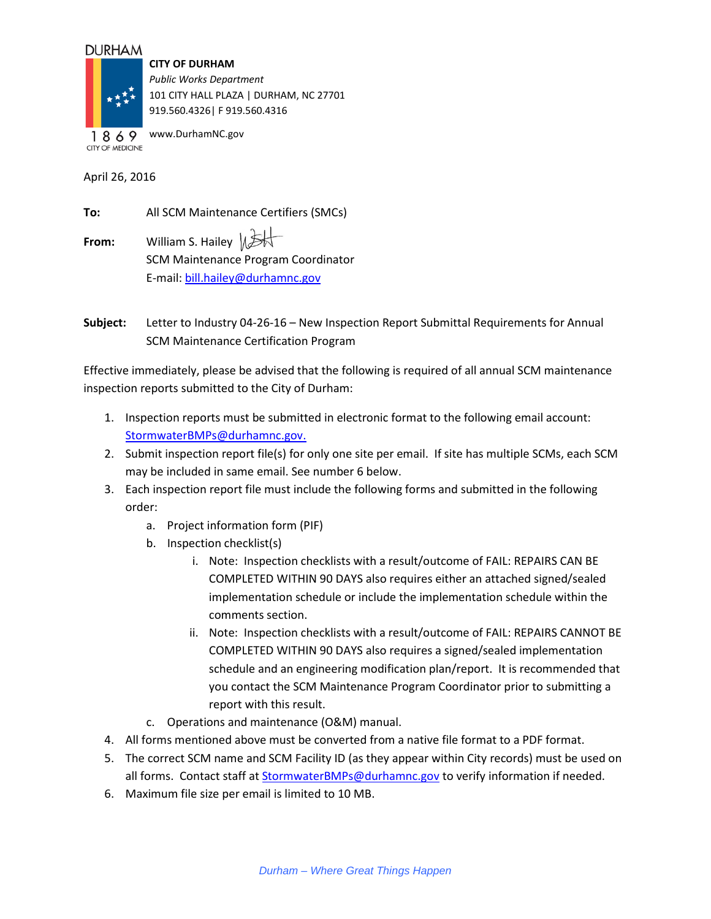DURHAM

1869
CITY OF MEDICINE

**CITY OF DURHAM**
*Public Works Department*
101 CITY HALL PLAZA | DURHAM, NC 27701
919.560.4326| F 919.560.4316
www.DurhamNC.gov

April 26, 2016

**To:** All SCM Maintenance Certifiers (SMCs)

**From:** William S. Hailey
SCM Maintenance Program Coordinator
E-mail: bill.hailey@durhamnc.gov

**Subject:** Letter to Industry 04-26-16 – New Inspection Report Submittal Requirements for Annual SCM Maintenance Certification Program

Effective immediately, please be advised that the following is required of all annual SCM maintenance inspection reports submitted to the City of Durham:

1. Inspection reports must be submitted in electronic format to the following email account: StormwaterBMPs@durhamnc.gov.
2. Submit inspection report file(s) for only one site per email. If site has multiple SCMs, each SCM may be included in same email. See number 6 below.
3. Each inspection report file must include the following forms and submitted in the following order:
    a. Project information form (PIF)
    b. Inspection checklist(s)
        i. Note: Inspection checklists with a result/outcome of FAIL: REPAIRS CAN BE COMPLETED WITHIN 90 DAYS also requires either an attached signed/sealed implementation schedule or include the implementation schedule within the comments section.
        ii. Note: Inspection checklists with a result/outcome of FAIL: REPAIRS CANNOT BE COMPLETED WITHIN 90 DAYS also requires a signed/sealed implementation schedule and an engineering modification plan/report. It is recommended that you contact the SCM Maintenance Program Coordinator prior to submitting a report with this result.
    c. Operations and maintenance (O&M) manual.
4. All forms mentioned above must be converted from a native file format to a PDF format.
5. The correct SCM name and SCM Facility ID (as they appear within City records) must be used on all forms. Contact staff at StormwaterBMPs@durhamnc.gov to verify information if needed.
6. Maximum file size per email is limited to 10 MB.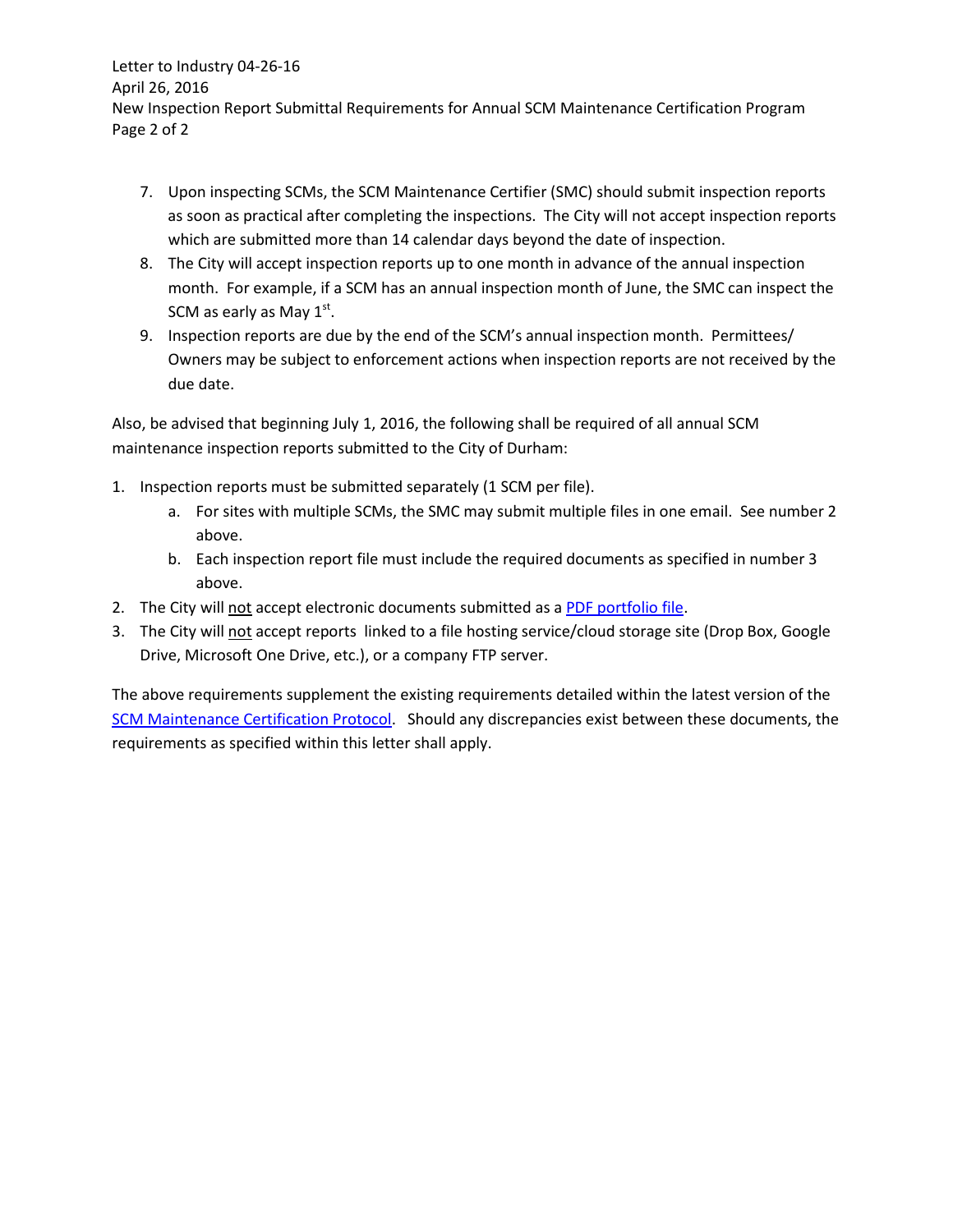7. Upon inspecting SCMs, the SCM Maintenance Certifier (SMC) should submit inspection reports as soon as practical after completing the inspections. The City will not accept inspection reports which are submitted more than 14 calendar days beyond the date of inspection.
8. The City will accept inspection reports up to one month in advance of the annual inspection month. For example, if a SCM has an annual inspection month of June, the SMC can inspect the SCM as early as May 1st.
9. Inspection reports are due by the end of the SCM's annual inspection month. Permittees/ Owners may be subject to enforcement actions when inspection reports are not received by the due date.

Also, be advised that beginning July 1, 2016, the following shall be required of all annual SCM maintenance inspection reports submitted to the City of Durham:

1. Inspection reports must be submitted separately (1 SCM per file).
   a. For sites with multiple SCMs, the SMC may submit multiple files in one email. See number 2 above.
   b. Each inspection report file must include the required documents as specified in number 3 above.
2. The City will not accept electronic documents submitted as a PDF portfolio file.
3. The City will not accept reports linked to a file hosting service/cloud storage site (Drop Box, Google Drive, Microsoft One Drive, etc.), or a company FTP server.

The above requirements supplement the existing requirements detailed within the latest version of the SCM Maintenance Certification Protocol. Should any discrepancies exist between these documents, the requirements as specified within this letter shall apply.